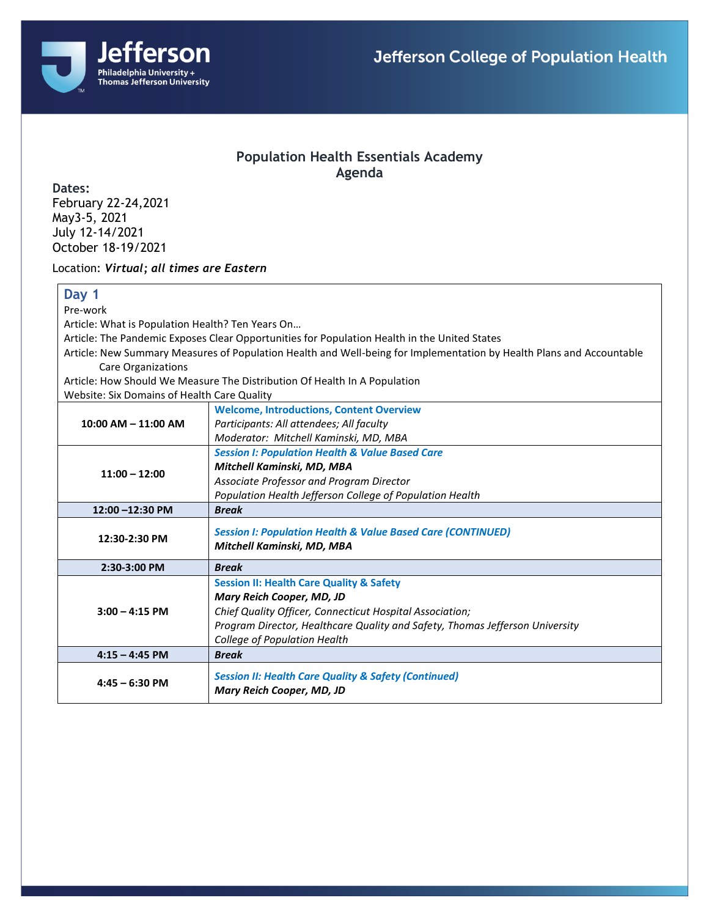Jefferson College of Population Health

## Population Health Essentials Academy
## Agenda

**Dates:**
February 22-24,2021
May3-5, 2021
July 12-14/2021
October 18-19/2021

Location: ***Virtual; all times are Eastern***

### Day 1

Pre-work
Article: What is Population Health? Ten Years On…
Article: The Pandemic Exposes Clear Opportunities for Population Health in the United States
Article: New Summary Measures of Population Health and Well-being for Implementation by Health Plans and Accountable Care Organizations
Article: How Should We Measure The Distribution Of Health In A Population
Website: Six Domains of Health Care Quality

| Time | Session |
|---|---|
| **10:00 AM – 11:00 AM** | **Welcome, Introductions, Content Overview**<br>*Participants: All attendees; All faculty*<br>*Moderator: Mitchell Kaminski, MD, MBA* |
| **11:00 – 12:00** | ***Session I: Population Health & Value Based Care***<br>***Mitchell Kaminski, MD, MBA***<br>*Associate Professor and Program Director*<br>*Population Health Jefferson College of Population Health* |
| **12:00 –12:30 PM** | ***Break*** |
| **12:30-2:30 PM** | ***Session I: Population Health & Value Based Care (CONTINUED)***<br>***Mitchell Kaminski, MD, MBA*** |
| **2:30-3:00 PM** | ***Break*** |
| **3:00 – 4:15 PM** | **Session II: Health Care Quality & Safety**<br>***Mary Reich Cooper, MD, JD***<br>*Chief Quality Officer, Connecticut Hospital Association;*<br>*Program Director, Healthcare Quality and Safety, Thomas Jefferson University College of Population Health* |
| **4:15 – 4:45 PM** | ***Break*** |
| **4:45 – 6:30 PM** | ***Session II: Health Care Quality & Safety (Continued)***<br>***Mary Reich Cooper, MD, JD*** |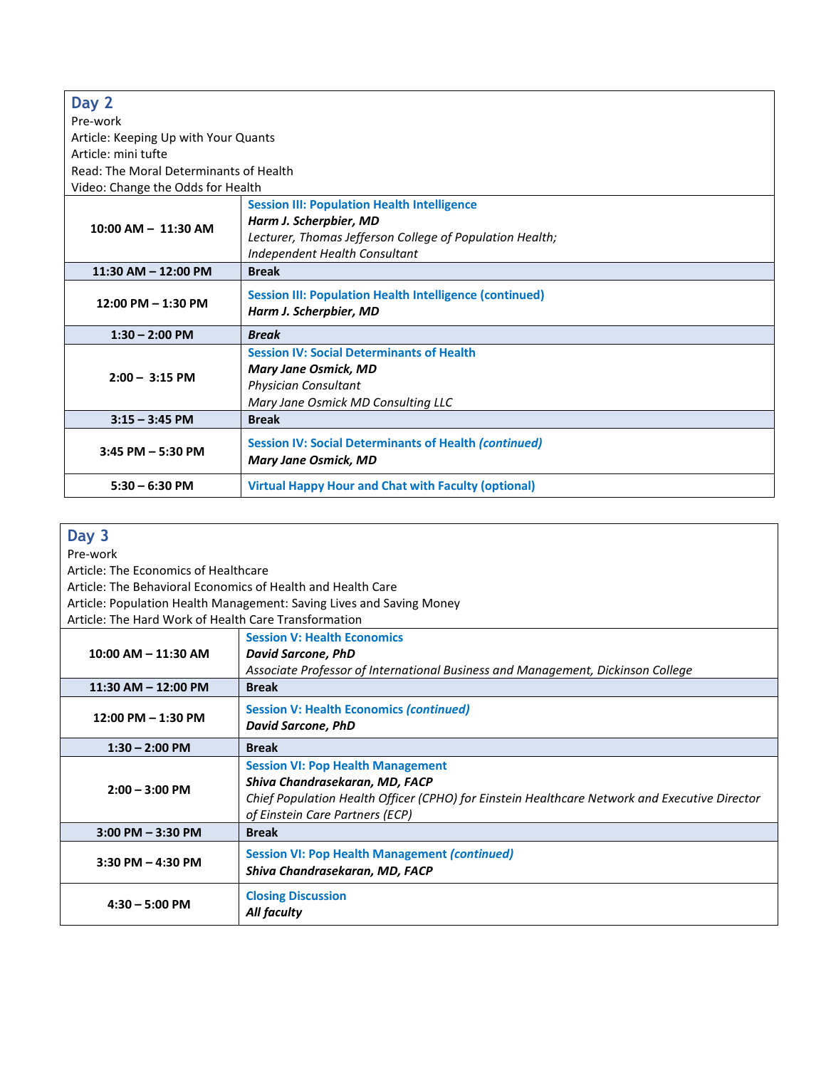## Day 2

Pre-work
Article: Keeping Up with Your Quants
Article: mini tufte
Read: The Moral Determinants of Health
Video: Change the Odds for Health

| | |
|---|---|
| **10:00 AM – 11:30 AM** | **Session III: Population Health Intelligence**<br>***Harm J. Scherpbier, MD***<br>*Lecturer, Thomas Jefferson College of Population Health;*<br>*Independent Health Consultant* |
| **11:30 AM – 12:00 PM** | **Break** |
| **12:00 PM – 1:30 PM** | **Session III: Population Health Intelligence (continued)**<br>***Harm J. Scherpbier, MD*** |
| **1:30 – 2:00 PM** | ***Break*** |
| **2:00 – 3:15 PM** | **Session IV: Social Determinants of Health**<br>***Mary Jane Osmick, MD***<br>*Physician Consultant*<br>*Mary Jane Osmick MD Consulting LLC* |
| **3:15 – 3:45 PM** | **Break** |
| **3:45 PM – 5:30 PM** | **Session IV: Social Determinants of Health *(continued)***<br>***Mary Jane Osmick, MD*** |
| **5:30 – 6:30 PM** | **Virtual Happy Hour and Chat with Faculty (optional)** |

## Day 3

Pre-work
Article: The Economics of Healthcare
Article: The Behavioral Economics of Health and Health Care
Article: Population Health Management: Saving Lives and Saving Money
Article: The Hard Work of Health Care Transformation

| | |
|---|---|
| **10:00 AM – 11:30 AM** | **Session V: Health Economics**<br>***David Sarcone, PhD***<br>*Associate Professor of International Business and Management, Dickinson College* |
| **11:30 AM – 12:00 PM** | **Break** |
| **12:00 PM – 1:30 PM** | **Session V: Health Economics *(continued)***<br>***David Sarcone, PhD*** |
| **1:30 – 2:00 PM** | **Break** |
| **2:00 – 3:00 PM** | **Session VI: Pop Health Management**<br>***Shiva Chandrasekaran, MD, FACP***<br>*Chief Population Health Officer (CPHO) for Einstein Healthcare Network and Executive Director of Einstein Care Partners (ECP)* |
| **3:00 PM – 3:30 PM** | **Break** |
| **3:30 PM – 4:30 PM** | **Session VI: Pop Health Management *(continued)***<br>***Shiva Chandrasekaran, MD, FACP*** |
| **4:30 – 5:00 PM** | **Closing Discussion**<br>***All faculty*** |